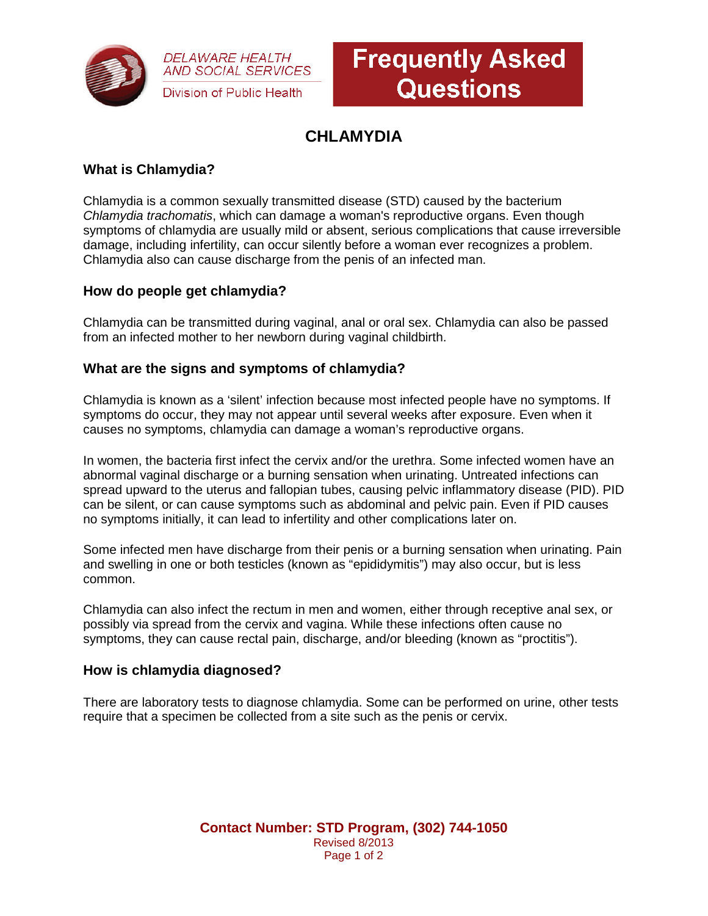DELAWARE HEALTH AND SOCIAL SERVICES

Division of Public Health

# Frequently Asked Questions

## CHLAMYDIA

### What is Chlamydia?

Chlamydia is a common sexually transmitted disease (STD) caused by the bacterium *Chlamydia trachomatis*, which can damage a woman's reproductive organs. Even though symptoms of chlamydia are usually mild or absent, serious complications that cause irreversible damage, including infertility, can occur silently before a woman ever recognizes a problem. Chlamydia also can cause discharge from the penis of an infected man.

### How do people get chlamydia?

Chlamydia can be transmitted during vaginal, anal or oral sex. Chlamydia can also be passed from an infected mother to her newborn during vaginal childbirth.

### What are the signs and symptoms of chlamydia?

Chlamydia is known as a 'silent' infection because most infected people have no symptoms. If symptoms do occur, they may not appear until several weeks after exposure. Even when it causes no symptoms, chlamydia can damage a woman's reproductive organs.

In women, the bacteria first infect the cervix and/or the urethra. Some infected women have an abnormal vaginal discharge or a burning sensation when urinating. Untreated infections can spread upward to the uterus and fallopian tubes, causing pelvic inflammatory disease (PID). PID can be silent, or can cause symptoms such as abdominal and pelvic pain. Even if PID causes no symptoms initially, it can lead to infertility and other complications later on.

Some infected men have discharge from their penis or a burning sensation when urinating. Pain and swelling in one or both testicles (known as "epididymitis") may also occur, but is less common.

Chlamydia can also infect the rectum in men and women, either through receptive anal sex, or possibly via spread from the cervix and vagina. While these infections often cause no symptoms, they can cause rectal pain, discharge, and/or bleeding (known as "proctitis").

### How is chlamydia diagnosed?

There are laboratory tests to diagnose chlamydia. Some can be performed on urine, other tests require that a specimen be collected from a site such as the penis or cervix.

**Contact Number: STD Program, (302) 744-1050**

Revised 8/2013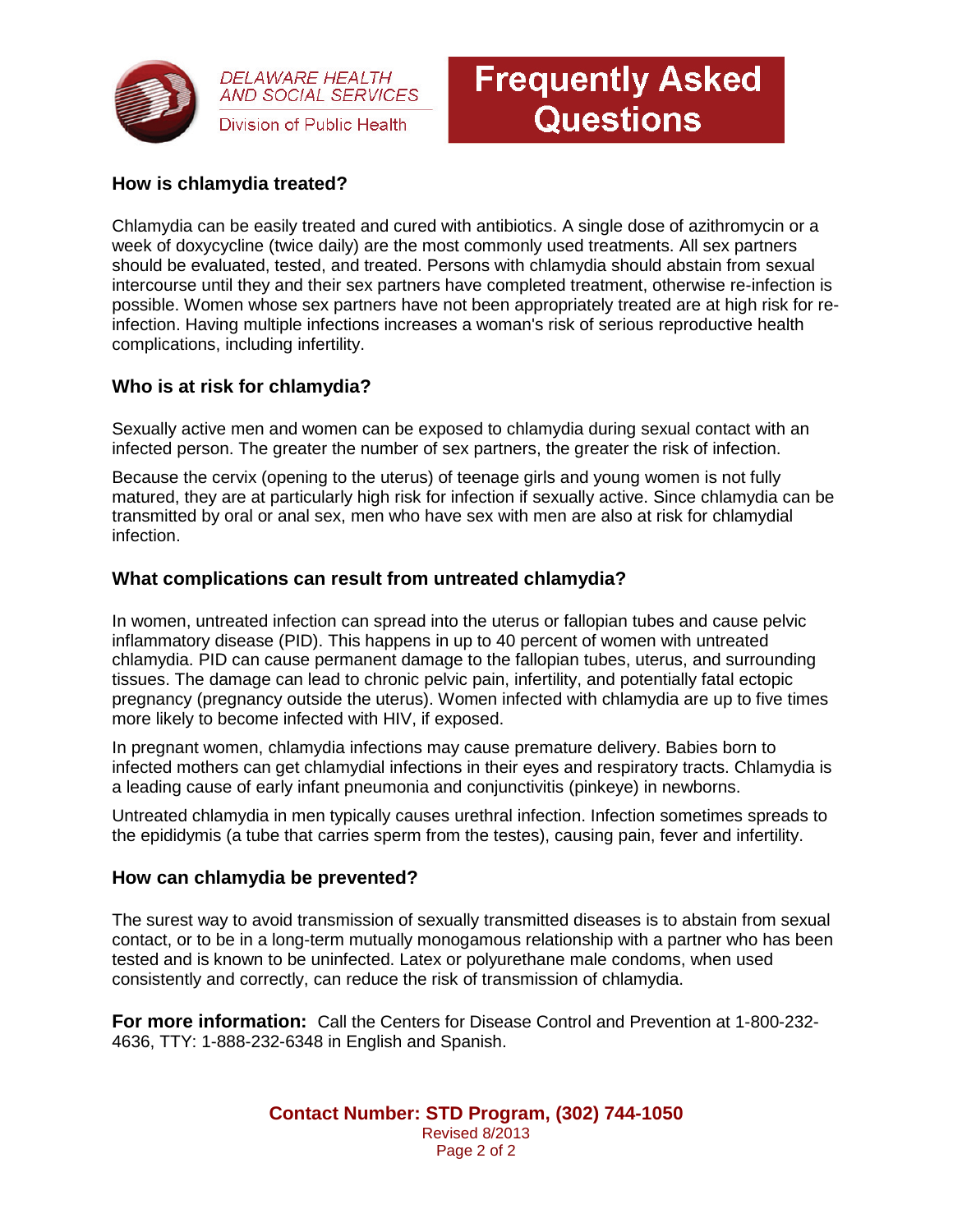## How is chlamydia treated?

Chlamydia can be easily treated and cured with antibiotics. A single dose of azithromycin or a week of doxycycline (twice daily) are the most commonly used treatments. All sex partners should be evaluated, tested, and treated. Persons with chlamydia should abstain from sexual intercourse until they and their sex partners have completed treatment, otherwise re-infection is possible. Women whose sex partners have not been appropriately treated are at high risk for re-infection. Having multiple infections increases a woman's risk of serious reproductive health complications, including infertility.

## Who is at risk for chlamydia?

Sexually active men and women can be exposed to chlamydia during sexual contact with an infected person. The greater the number of sex partners, the greater the risk of infection.

Because the cervix (opening to the uterus) of teenage girls and young women is not fully matured, they are at particularly high risk for infection if sexually active. Since chlamydia can be transmitted by oral or anal sex, men who have sex with men are also at risk for chlamydial infection.

## What complications can result from untreated chlamydia?

In women, untreated infection can spread into the uterus or fallopian tubes and cause pelvic inflammatory disease (PID). This happens in up to 40 percent of women with untreated chlamydia. PID can cause permanent damage to the fallopian tubes, uterus, and surrounding tissues. The damage can lead to chronic pelvic pain, infertility, and potentially fatal ectopic pregnancy (pregnancy outside the uterus). Women infected with chlamydia are up to five times more likely to become infected with HIV, if exposed.

In pregnant women, chlamydia infections may cause premature delivery. Babies born to infected mothers can get chlamydial infections in their eyes and respiratory tracts. Chlamydia is a leading cause of early infant pneumonia and conjunctivitis (pinkeye) in newborns.

Untreated chlamydia in men typically causes urethral infection. Infection sometimes spreads to the epididymis (a tube that carries sperm from the testes), causing pain, fever and infertility.

## How can chlamydia be prevented?

The surest way to avoid transmission of sexually transmitted diseases is to abstain from sexual contact, or to be in a long-term mutually monogamous relationship with a partner who has been tested and is known to be uninfected. Latex or polyurethane male condoms, when used consistently and correctly, can reduce the risk of transmission of chlamydia.

**For more information:** Call the Centers for Disease Control and Prevention at 1-800-232-4636, TTY: 1-888-232-6348 in English and Spanish.

**Contact Number: STD Program, (302) 744-1050**

Revised 8/2013